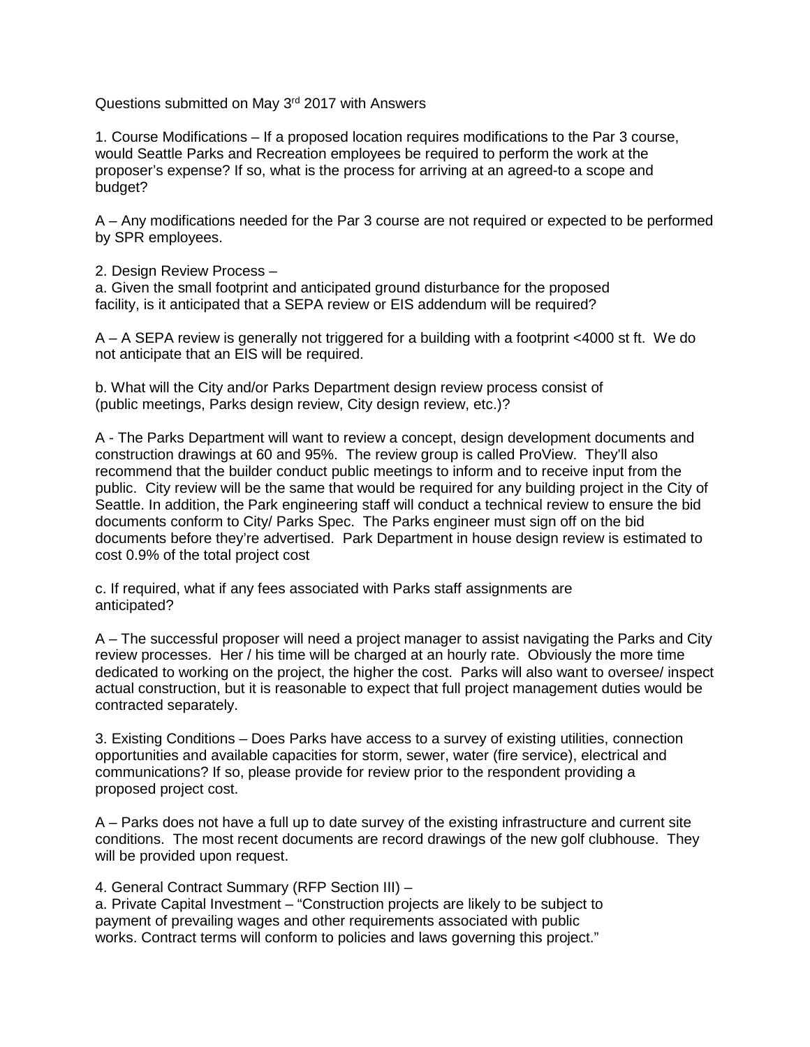Questions submitted on May 3rd 2017 with Answers

1. Course Modifications – If a proposed location requires modifications to the Par 3 course, would Seattle Parks and Recreation employees be required to perform the work at the proposer's expense? If so, what is the process for arriving at an agreed-to a scope and budget?

A – Any modifications needed for the Par 3 course are not required or expected to be performed by SPR employees.

2. Design Review Process –

a. Given the small footprint and anticipated ground disturbance for the proposed facility, is it anticipated that a SEPA review or EIS addendum will be required?

A – A SEPA review is generally not triggered for a building with a footprint <4000 st ft. We do not anticipate that an EIS will be required.

b. What will the City and/or Parks Department design review process consist of (public meetings, Parks design review, City design review, etc.)?

A - The Parks Department will want to review a concept, design development documents and construction drawings at 60 and 95%. The review group is called ProView. They'll also recommend that the builder conduct public meetings to inform and to receive input from the public. City review will be the same that would be required for any building project in the City of Seattle. In addition, the Park engineering staff will conduct a technical review to ensure the bid documents conform to City/ Parks Spec. The Parks engineer must sign off on the bid documents before they're advertised. Park Department in house design review is estimated to cost 0.9% of the total project cost

c. If required, what if any fees associated with Parks staff assignments are anticipated?

A – The successful proposer will need a project manager to assist navigating the Parks and City review processes. Her / his time will be charged at an hourly rate. Obviously the more time dedicated to working on the project, the higher the cost. Parks will also want to oversee/ inspect actual construction, but it is reasonable to expect that full project management duties would be contracted separately.

3. Existing Conditions – Does Parks have access to a survey of existing utilities, connection opportunities and available capacities for storm, sewer, water (fire service), electrical and communications? If so, please provide for review prior to the respondent providing a proposed project cost.

A – Parks does not have a full up to date survey of the existing infrastructure and current site conditions. The most recent documents are record drawings of the new golf clubhouse. They will be provided upon request.

4. General Contract Summary (RFP Section III) –

a. Private Capital Investment – "Construction projects are likely to be subject to payment of prevailing wages and other requirements associated with public works. Contract terms will conform to policies and laws governing this project."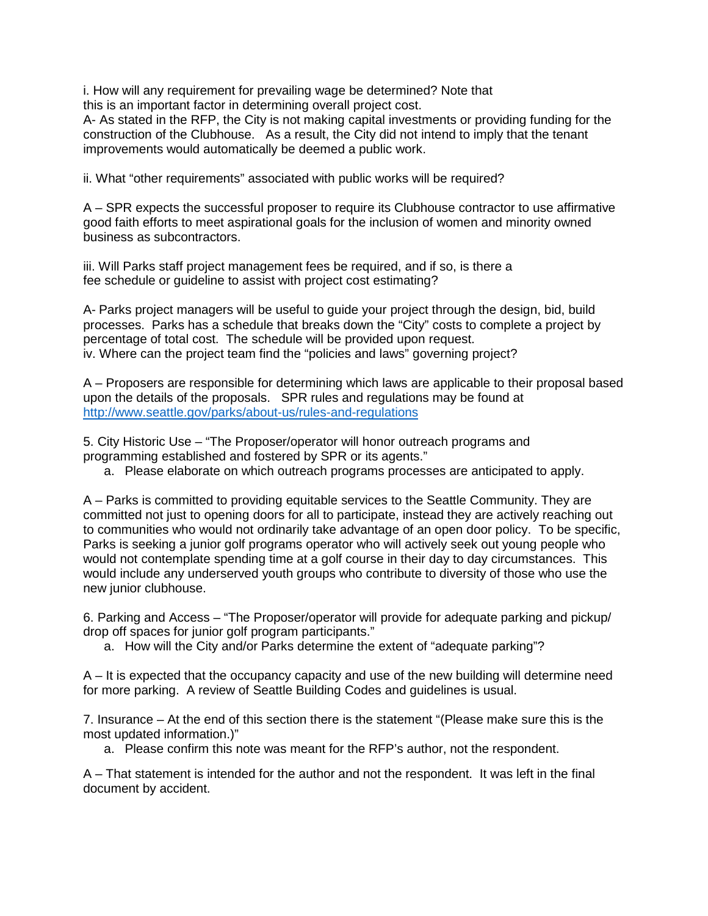i. How will any requirement for prevailing wage be determined? Note that this is an important factor in determining overall project cost.

A- As stated in the RFP, the City is not making capital investments or providing funding for the construction of the Clubhouse. As a result, the City did not intend to imply that the tenant improvements would automatically be deemed a public work.

ii. What "other requirements" associated with public works will be required?

A – SPR expects the successful proposer to require its Clubhouse contractor to use affirmative good faith efforts to meet aspirational goals for the inclusion of women and minority owned business as subcontractors.

iii. Will Parks staff project management fees be required, and if so, is there a fee schedule or guideline to assist with project cost estimating?

A- Parks project managers will be useful to guide your project through the design, bid, build processes. Parks has a schedule that breaks down the "City" costs to complete a project by percentage of total cost. The schedule will be provided upon request.

iv. Where can the project team find the "policies and laws" governing project?

A – Proposers are responsible for determining which laws are applicable to their proposal based upon the details of the proposals. SPR rules and regulations may be found at http://www.seattle.gov/parks/about-us/rules-and-regulations

5. City Historic Use – "The Proposer/operator will honor outreach programs and programming established and fostered by SPR or its agents."

   a. Please elaborate on which outreach programs processes are anticipated to apply.

A – Parks is committed to providing equitable services to the Seattle Community. They are committed not just to opening doors for all to participate, instead they are actively reaching out to communities who would not ordinarily take advantage of an open door policy. To be specific, Parks is seeking a junior golf programs operator who will actively seek out young people who would not contemplate spending time at a golf course in their day to day circumstances. This would include any underserved youth groups who contribute to diversity of those who use the new junior clubhouse.

6. Parking and Access – "The Proposer/operator will provide for adequate parking and pickup/ drop off spaces for junior golf program participants."

   a. How will the City and/or Parks determine the extent of "adequate parking"?

A – It is expected that the occupancy capacity and use of the new building will determine need for more parking. A review of Seattle Building Codes and guidelines is usual.

7. Insurance – At the end of this section there is the statement "(Please make sure this is the most updated information.)"

   a. Please confirm this note was meant for the RFP's author, not the respondent.

A – That statement is intended for the author and not the respondent. It was left in the final document by accident.